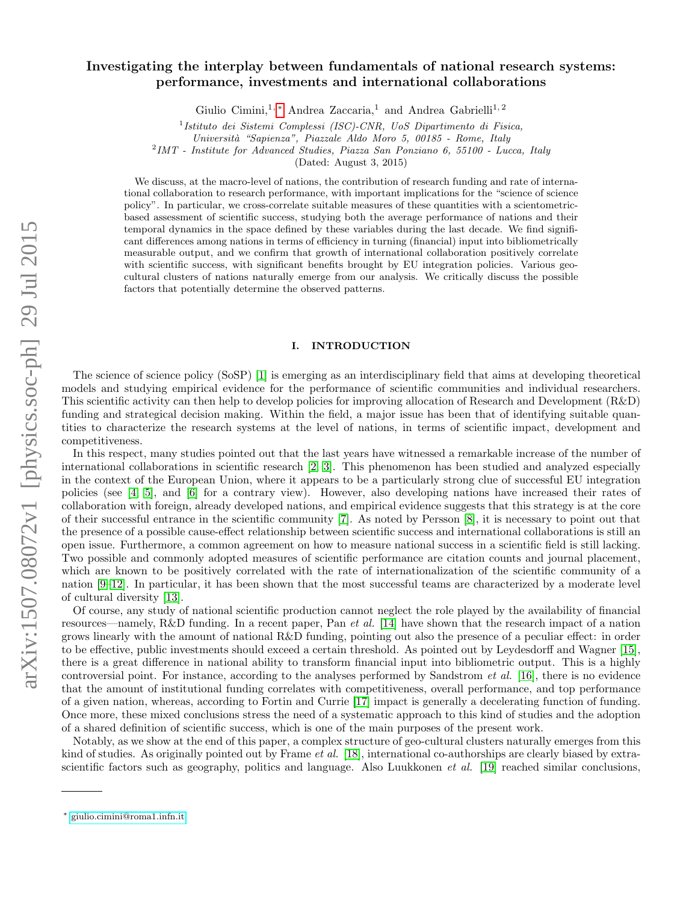# Investigating the interplay between fundamentals of national research systems: performance, investments and international collaborations

Giulio Cimini,[1,*] Andrea Zaccaria,[1] and Andrea Gabrielli[1,2]

[1] *Istituto dei Sistemi Complessi (ISC)-CNR, UoS Dipartimento di Fisica, Università "Sapienza", Piazzale Aldo Moro 5, 00185 - Rome, Italy*
[2] *IMT - Institute for Advanced Studies, Piazza San Ponziano 6, 55100 - Lucca, Italy*
(Dated: August 3, 2015)

We discuss, at the macro-level of nations, the contribution of research funding and rate of international collaboration to research performance, with important implications for the "science of science policy". In particular, we cross-correlate suitable measures of these quantities with a scientometric-based assessment of scientific success, studying both the average performance of nations and their temporal dynamics in the space defined by these variables during the last decade. We find significant differences among nations in terms of efficiency in turning (financial) input into bibliometrically measurable output, and we confirm that growth of international collaboration positively correlate with scientific success, with significant benefits brought by EU integration policies. Various geo-cultural clusters of nations naturally emerge from our analysis. We critically discuss the possible factors that potentially determine the observed patterns.

## I. INTRODUCTION

The science of science policy (SoSP) [1] is emerging as an interdisciplinary field that aims at developing theoretical models and studying empirical evidence for the performance of scientific communities and individual researchers. This scientific activity can then help to develop policies for improving allocation of Research and Development (R&D) funding and strategical decision making. Within the field, a major issue has been that of identifying suitable quantities to characterize the research systems at the level of nations, in terms of scientific impact, development and competitiveness.

In this respect, many studies pointed out that the last years have witnessed a remarkable increase of the number of international collaborations in scientific research [2, 3]. This phenomenon has been studied and analyzed especially in the context of the European Union, where it appears to be a particularly strong clue of successful EU integration policies (see [4, 5], and [6] for a contrary view). However, also developing nations have increased their rates of collaboration with foreign, already developed nations, and empirical evidence suggests that this strategy is at the core of their successful entrance in the scientific community [7]. As noted by Persson [8], it is necessary to point out that the presence of a possible cause-effect relationship between scientific success and international collaborations is still an open issue. Furthermore, a common agreement on how to measure national success in a scientific field is still lacking. Two possible and commonly adopted measures of scientific performance are citation counts and journal placement, which are known to be positively correlated with the rate of internationalization of the scientific community of a nation [9–12]. In particular, it has been shown that the most successful teams are characterized by a moderate level of cultural diversity [13].

Of course, any study of national scientific production cannot neglect the role played by the availability of financial resources—namely, R&D funding. In a recent paper, Pan *et al.* [14] have shown that the research impact of a nation grows linearly with the amount of national R&D funding, pointing out also the presence of a peculiar effect: in order to be effective, public investments should exceed a certain threshold. As pointed out by Leydesdorff and Wagner [15], there is a great difference in national ability to transform financial input into bibliometric output. This is a highly controversial point. For instance, according to the analyses performed by Sandstrom *et al.* [16], there is no evidence that the amount of institutional funding correlates with competitiveness, overall performance, and top performance of a given nation, whereas, according to Fortin and Currie [17] impact is generally a decelerating function of funding. Once more, these mixed conclusions stress the need of a systematic approach to this kind of studies and the adoption of a shared definition of scientific success, which is one of the main purposes of the present work.

Notably, as we show at the end of this paper, a complex structure of geo-cultural clusters naturally emerges from this kind of studies. As originally pointed out by Frame *et al.* [18], international co-authorships are clearly biased by extra-scientific factors such as geography, politics and language. Also Luukkonen *et al.* [19] reached similar conclusions,

* giulio.cimini@roma1.infn.it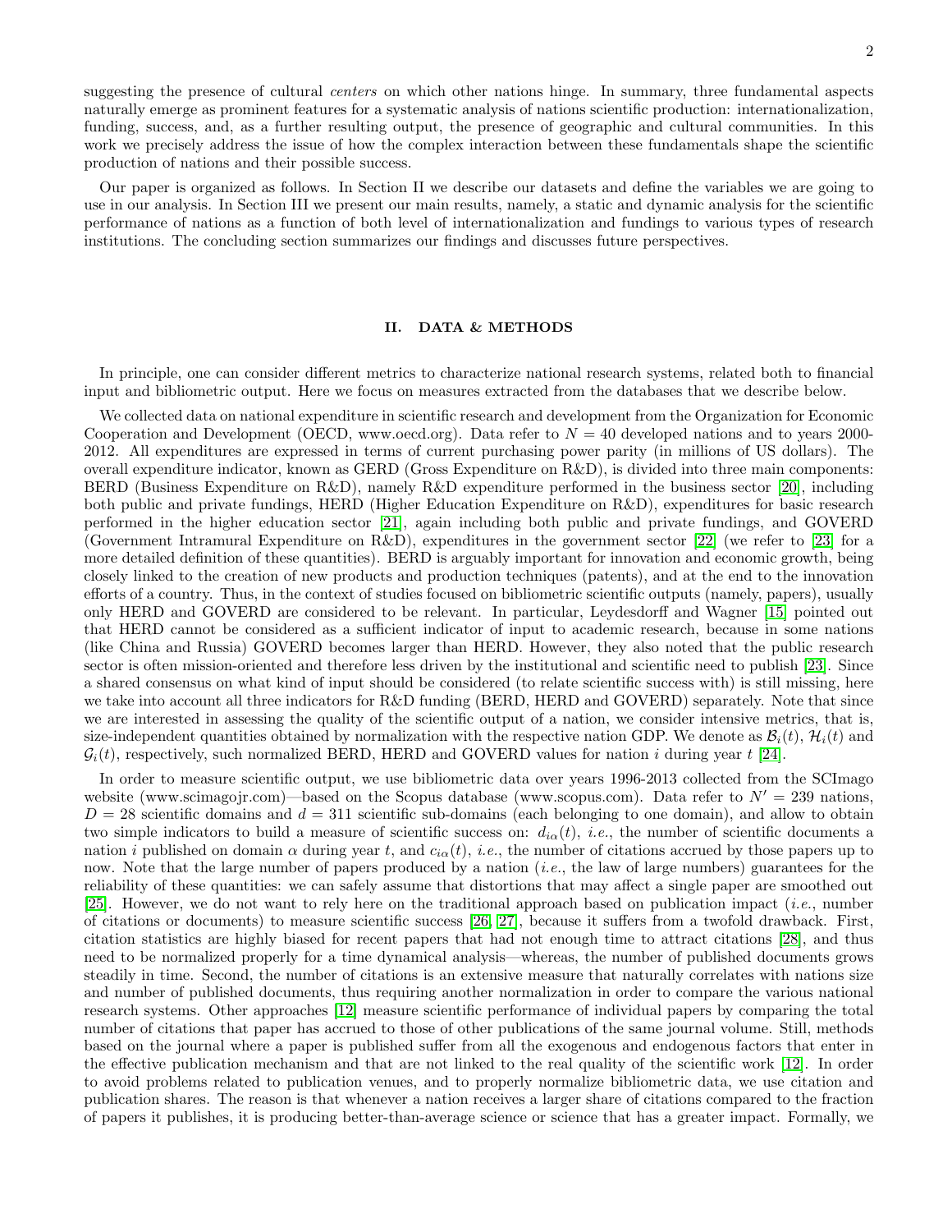suggesting the presence of cultural *centers* on which other nations hinge. In summary, three fundamental aspects naturally emerge as prominent features for a systematic analysis of nations scientific production: internationalization, funding, success, and, as a further resulting output, the presence of geographic and cultural communities. In this work we precisely address the issue of how the complex interaction between these fundamentals shape the scientific production of nations and their possible success.

Our paper is organized as follows. In Section II we describe our datasets and define the variables we are going to use in our analysis. In Section III we present our main results, namely, a static and dynamic analysis for the scientific performance of nations as a function of both level of internationalization and fundings to various types of research institutions. The concluding section summarizes our findings and discusses future perspectives.

## II. DATA & METHODS

In principle, one can consider different metrics to characterize national research systems, related both to financial input and bibliometric output. Here we focus on measures extracted from the databases that we describe below.

We collected data on national expenditure in scientific research and development from the Organization for Economic Cooperation and Development (OECD, www.oecd.org). Data refer to $N = 40$ developed nations and to years 2000-2012. All expenditures are expressed in terms of current purchasing power parity (in millions of US dollars). The overall expenditure indicator, known as GERD (Gross Expenditure on R&D), is divided into three main components: BERD (Business Expenditure on R&D), namely R&D expenditure performed in the business sector [20], including both public and private fundings, HERD (Higher Education Expenditure on R&D), expenditures for basic research performed in the higher education sector [21], again including both public and private fundings, and GOVERD (Government Intramural Expenditure on R&D), expenditures in the government sector [22] (we refer to [23] for a more detailed definition of these quantities). BERD is arguably important for innovation and economic growth, being closely linked to the creation of new products and production techniques (patents), and at the end to the innovation efforts of a country. Thus, in the context of studies focused on bibliometric scientific outputs (namely, papers), usually only HERD and GOVERD are considered to be relevant. In particular, Leydesdorff and Wagner [15] pointed out that HERD cannot be considered as a sufficient indicator of input to academic research, because in some nations (like China and Russia) GOVERD becomes larger than HERD. However, they also noted that the public research sector is often mission-oriented and therefore less driven by the institutional and scientific need to publish [23]. Since a shared consensus on what kind of input should be considered (to relate scientific success with) is still missing, here we take into account all three indicators for R&D funding (BERD, HERD and GOVERD) separately. Note that since we are interested in assessing the quality of the scientific output of a nation, we consider intensive metrics, that is, size-independent quantities obtained by normalization with the respective nation GDP. We denote as $\mathcal{B}_i(t)$, $\mathcal{H}_i(t)$ and $\mathcal{G}_i(t)$, respectively, such normalized BERD, HERD and GOVERD values for nation $i$ during year $t$ [24].

In order to measure scientific output, we use bibliometric data over years 1996-2013 collected from the SCImago website (www.scimagojr.com)—based on the Scopus database (www.scopus.com). Data refer to $N' = 239$ nations, $D = 28$ scientific domains and $d = 311$ scientific sub-domains (each belonging to one domain), and allow to obtain two simple indicators to build a measure of scientific success on: $d_{i\alpha}(t)$, *i.e.*, the number of scientific documents a nation $i$ published on domain $\alpha$ during year $t$, and $c_{i\alpha}(t)$, *i.e.*, the number of citations accrued by those papers up to now. Note that the large number of papers produced by a nation (*i.e.*, the law of large numbers) guarantees for the reliability of these quantities: we can safely assume that distortions that may affect a single paper are smoothed out [25]. However, we do not want to rely here on the traditional approach based on publication impact (*i.e.*, number of citations or documents) to measure scientific success [26, 27], because it suffers from a twofold drawback. First, citation statistics are highly biased for recent papers that had not enough time to attract citations [28], and thus need to be normalized properly for a time dynamical analysis—whereas, the number of published documents grows steadily in time. Second, the number of citations is an extensive measure that naturally correlates with nations size and number of published documents, thus requiring another normalization in order to compare the various national research systems. Other approaches [12] measure scientific performance of individual papers by comparing the total number of citations that paper has accrued to those of other publications of the same journal volume. Still, methods based on the journal where a paper is published suffer from all the exogenous and endogenous factors that enter in the effective publication mechanism and that are not linked to the real quality of the scientific work [12]. In order to avoid problems related to publication venues, and to properly normalize bibliometric data, we use citation and publication shares. The reason is that whenever a nation receives a larger share of citations compared to the fraction of papers it publishes, it is producing better-than-average science or science that has a greater impact. Formally, we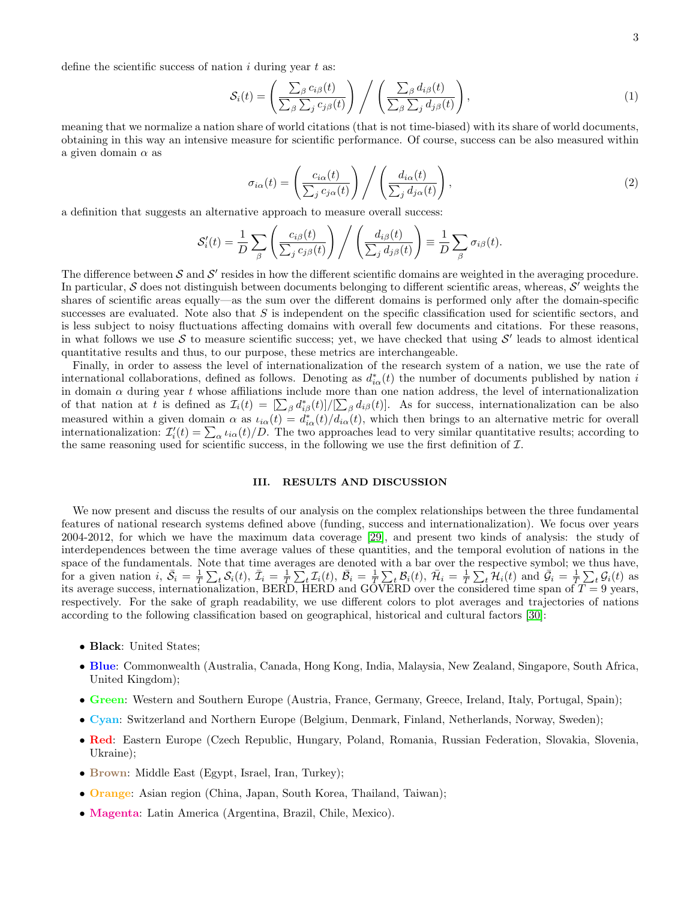define the scientific success of nation $i$ during year $t$ as:

$$\mathcal{S}_i(t) = \left( \frac{\sum_\beta c_{i\beta}(t)}{\sum_\beta \sum_j c_{j\beta}(t)} \right) \Bigg/ \left( \frac{\sum_\beta d_{i\beta}(t)}{\sum_\beta \sum_j d_{j\beta}(t)} \right), \tag{1}$$

meaning that we normalize a nation share of world citations (that is not time-biased) with its share of world documents, obtaining in this way an intensive measure for scientific performance. Of course, success can be also measured within a given domain $\alpha$ as

$$\sigma_{i\alpha}(t) = \left( \frac{c_{i\alpha}(t)}{\sum_j c_{j\alpha}(t)} \right) \Bigg/ \left( \frac{d_{i\alpha}(t)}{\sum_j d_{j\alpha}(t)} \right), \tag{2}$$

a definition that suggests an alternative approach to measure overall success:

$$\mathcal{S}'_i(t) = \frac{1}{D} \sum_\beta \left( \frac{c_{i\beta}(t)}{\sum_j c_{j\beta}(t)} \right) \Bigg/ \left( \frac{d_{i\beta}(t)}{\sum_j d_{j\beta}(t)} \right) \equiv \frac{1}{D} \sum_\beta \sigma_{i\beta}(t).$$

The difference between $\mathcal{S}$ and $\mathcal{S}'$ resides in how the different scientific domains are weighted in the averaging procedure. In particular, $\mathcal{S}$ does not distinguish between documents belonging to different scientific areas, whereas, $\mathcal{S}'$ weights the shares of scientific areas equally—as the sum over the different domains is performed only after the domain-specific successes are evaluated. Note also that $S$ is independent on the specific classification used for scientific sectors, and is less subject to noisy fluctuations affecting domains with overall few documents and citations. For these reasons, in what follows we use $\mathcal{S}$ to measure scientific success; yet, we have checked that using $\mathcal{S}'$ leads to almost identical quantitative results and thus, to our purpose, these metrics are interchangeable.

Finally, in order to assess the level of internationalization of the research system of a nation, we use the rate of international collaborations, defined as follows. Denoting as $d^*_{i\alpha}(t)$ the number of documents published by nation $i$ in domain $\alpha$ during year $t$ whose affiliations include more than one nation address, the level of internationalization of that nation at $t$ is defined as $\mathcal{I}_i(t) = [\sum_\beta d^*_{i\beta}(t)]/[\sum_\beta d_{i\beta}(t)]$. As for success, internationalization can be also measured within a given domain $\alpha$ as $\iota_{i\alpha}(t) = d^*_{i\alpha}(t)/d_{i\alpha}(t)$, which then brings to an alternative metric for overall internationalization: $\mathcal{I}'_i(t) = \sum_\alpha \iota_{i\alpha}(t)/D$. The two approaches lead to very similar quantitative results; according to the same reasoning used for scientific success, in the following we use the first definition of $\mathcal{I}$.

## III. RESULTS AND DISCUSSION

We now present and discuss the results of our analysis on the complex relationships between the three fundamental features of national research systems defined above (funding, success and internationalization). We focus over years 2004-2012, for which we have the maximum data coverage [29], and present two kinds of analysis: the study of interdependences between the time average values of these quantities, and the temporal evolution of nations in the space of the fundamentals. Note that time averages are denoted with a bar over the respective symbol; we thus have, for a given nation $i$, $\bar{\mathcal{S}}_i = \frac{1}{T}\sum_t \mathcal{S}_i(t)$, $\bar{\mathcal{I}}_i = \frac{1}{T}\sum_t \mathcal{I}_i(t)$, $\bar{\mathcal{B}}_i = \frac{1}{T}\sum_t \mathcal{B}_i(t)$, $\bar{\mathcal{H}}_i = \frac{1}{T}\sum_t \mathcal{H}_i(t)$ and $\bar{\mathcal{G}}_i = \frac{1}{T}\sum_t \mathcal{G}_i(t)$ as its average success, internationalization, BERD, HERD and GOVERD over the considered time span of $T = 9$ years, respectively. For the sake of graph readability, we use different colors to plot averages and trajectories of nations according to the following classification based on geographical, historical and cultural factors [30]:

- **Black**: United States;
- **Blue**: Commonwealth (Australia, Canada, Hong Kong, India, Malaysia, New Zealand, Singapore, South Africa, United Kingdom);
- **Green**: Western and Southern Europe (Austria, France, Germany, Greece, Ireland, Italy, Portugal, Spain);
- **Cyan**: Switzerland and Northern Europe (Belgium, Denmark, Finland, Netherlands, Norway, Sweden);
- **Red**: Eastern Europe (Czech Republic, Hungary, Poland, Romania, Russian Federation, Slovakia, Slovenia, Ukraine);
- **Brown**: Middle East (Egypt, Israel, Iran, Turkey);
- **Orange**: Asian region (China, Japan, South Korea, Thailand, Taiwan);
- **Magenta**: Latin America (Argentina, Brazil, Chile, Mexico).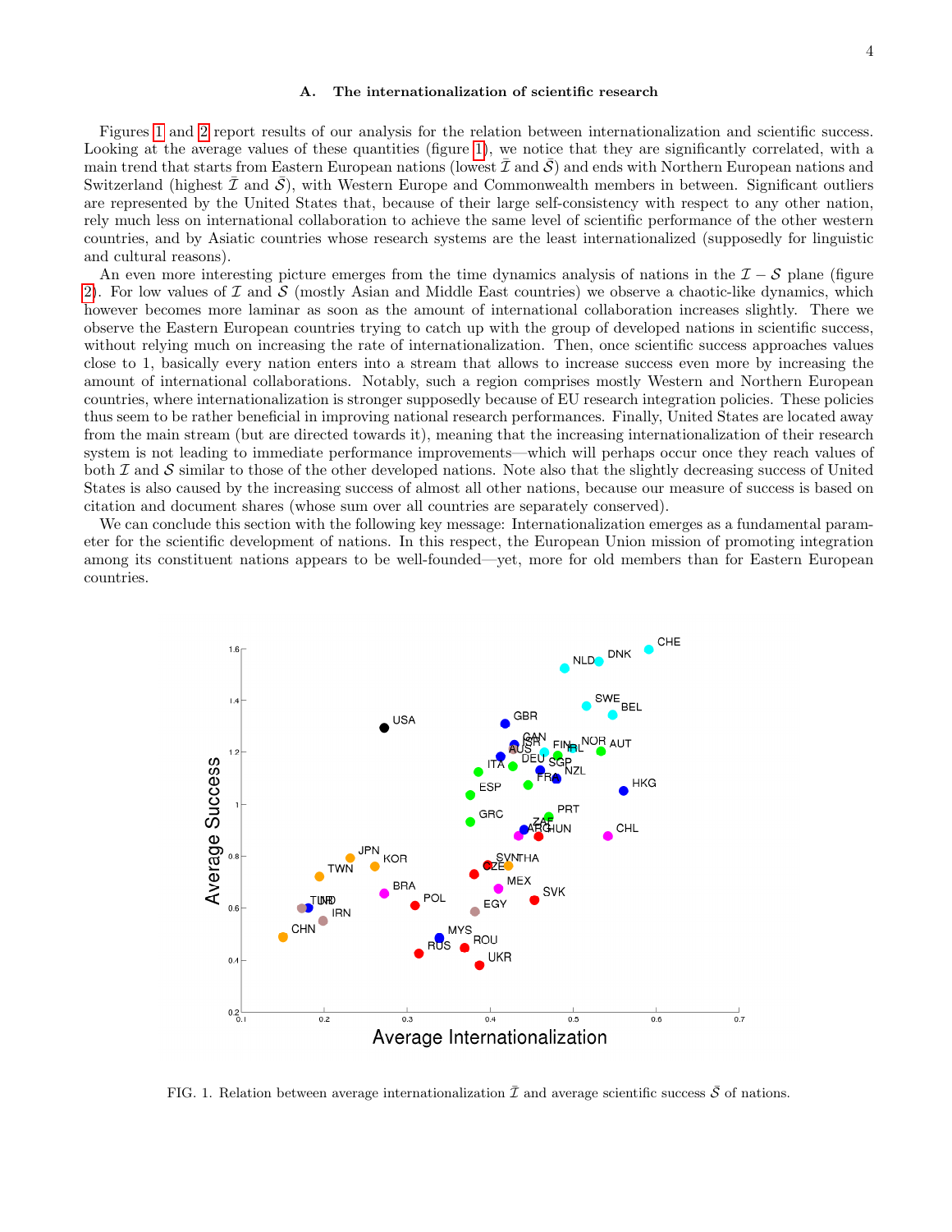### A. The internationalization of scientific research

Figures 1 and 2 report results of our analysis for the relation between internationalization and scientific success. Looking at the average values of these quantities (figure 1), we notice that they are significantly correlated, with a main trend that starts from Eastern European nations (lowest $\bar{\mathcal{I}}$ and $\bar{\mathcal{S}}$) and ends with Northern European nations and Switzerland (highest $\bar{\mathcal{I}}$ and $\bar{\mathcal{S}}$), with Western Europe and Commonwealth members in between. Significant outliers are represented by the United States that, because of their large self-consistency with respect to any other nation, rely much less on international collaboration to achieve the same level of scientific performance of the other western countries, and by Asiatic countries whose research systems are the least internationalized (supposedly for linguistic and cultural reasons).

An even more interesting picture emerges from the time dynamics analysis of nations in the $\mathcal{I} - \mathcal{S}$ plane (figure 2). For low values of $\mathcal{I}$ and $\mathcal{S}$ (mostly Asian and Middle East countries) we observe a chaotic-like dynamics, which however becomes more laminar as soon as the amount of international collaboration increases slightly. There we observe the Eastern European countries trying to catch up with the group of developed nations in scientific success, without relying much on increasing the rate of internationalization. Then, once scientific success approaches values close to 1, basically every nation enters into a stream that allows to increase success even more by increasing the amount of international collaborations. Notably, such a region comprises mostly Western and Northern European countries, where internationalization is stronger supposedly because of EU research integration policies. These policies thus seem to be rather beneficial in improving national research performances. Finally, United States are located away from the main stream (but are directed towards it), meaning that the increasing internationalization of their research system is not leading to immediate performance improvements—which will perhaps occur once they reach values of both $\mathcal{I}$ and $\mathcal{S}$ similar to those of the other developed nations. Note also that the slightly decreasing success of United States is also caused by the increasing success of almost all other nations, because our measure of success is based on citation and document shares (whose sum over all countries are separately conserved).

We can conclude this section with the following key message: Internationalization emerges as a fundamental parameter for the scientific development of nations. In this respect, the European Union mission of promoting integration among its constituent nations appears to be well-founded—yet, more for old members than for Eastern European countries.

FIG. 1. Relation between average internationalization $\bar{\mathcal{I}}$ and average scientific success $\bar{\mathcal{S}}$ of nations.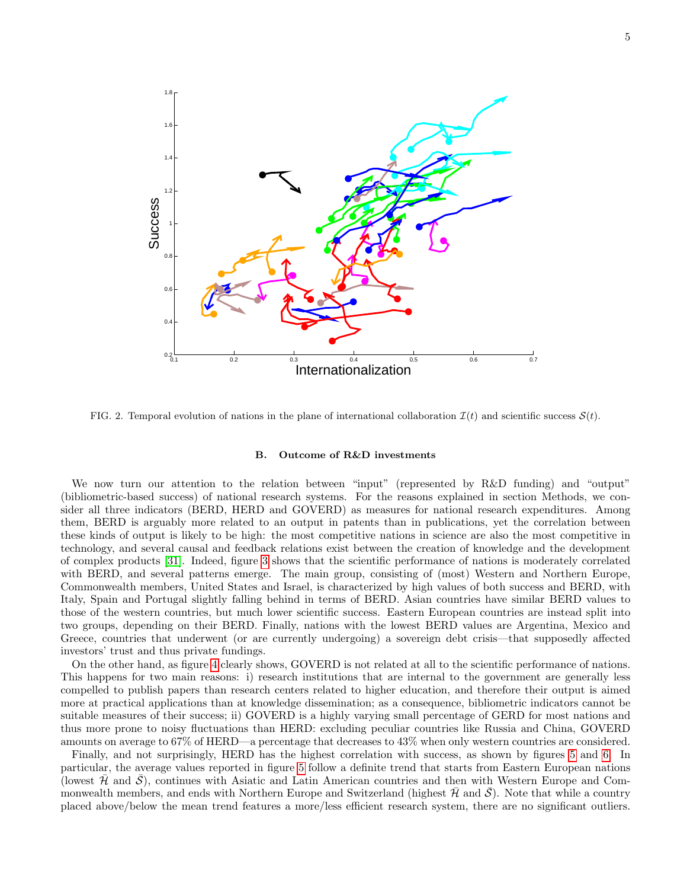FIG. 2. Temporal evolution of nations in the plane of international collaboration $\mathcal{I}(t)$ and scientific success $\mathcal{S}(t)$.

### B. Outcome of R&D investments

We now turn our attention to the relation between "input" (represented by R&D funding) and "output" (bibliometric-based success) of national research systems. For the reasons explained in section Methods, we consider all three indicators (BERD, HERD and GOVERD) as measures for national research expenditures. Among them, BERD is arguably more related to an output in patents than in publications, yet the correlation between these kinds of output is likely to be high: the most competitive nations in science are also the most competitive in technology, and several causal and feedback relations exist between the creation of knowledge and the development of complex products [31]. Indeed, figure 3 shows that the scientific performance of nations is moderately correlated with BERD, and several patterns emerge. The main group, consisting of (most) Western and Northern Europe, Commonwealth members, United States and Israel, is characterized by high values of both success and BERD, with Italy, Spain and Portugal slightly falling behind in terms of BERD. Asian countries have similar BERD values to those of the western countries, but much lower scientific success. Eastern European countries are instead split into two groups, depending on their BERD. Finally, nations with the lowest BERD values are Argentina, Mexico and Greece, countries that underwent (or are currently undergoing) a sovereign debt crisis—that supposedly affected investors' trust and thus private fundings.

On the other hand, as figure 4 clearly shows, GOVERD is not related at all to the scientific performance of nations. This happens for two main reasons: i) research institutions that are internal to the government are generally less compelled to publish papers than research centers related to higher education, and therefore their output is aimed more at practical applications than at knowledge dissemination; as a consequence, bibliometric indicators cannot be suitable measures of their success; ii) GOVERD is a highly varying small percentage of GERD for most nations and thus more prone to noisy fluctuations than HERD: excluding peculiar countries like Russia and China, GOVERD amounts on average to 67% of HERD—a percentage that decreases to 43% when only western countries are considered.

Finally, and not surprisingly, HERD has the highest correlation with success, as shown by figures 5 and 6. In particular, the average values reported in figure 5 follow a definite trend that starts from Eastern European nations (lowest $\bar{\mathcal{H}}$ and $\bar{\mathcal{S}}$), continues with Asiatic and Latin American countries and then with Western Europe and Commonwealth members, and ends with Northern Europe and Switzerland (highest $\bar{\mathcal{H}}$ and $\bar{\mathcal{S}}$). Note that while a country placed above/below the mean trend features a more/less efficient research system, there are no significant outliers.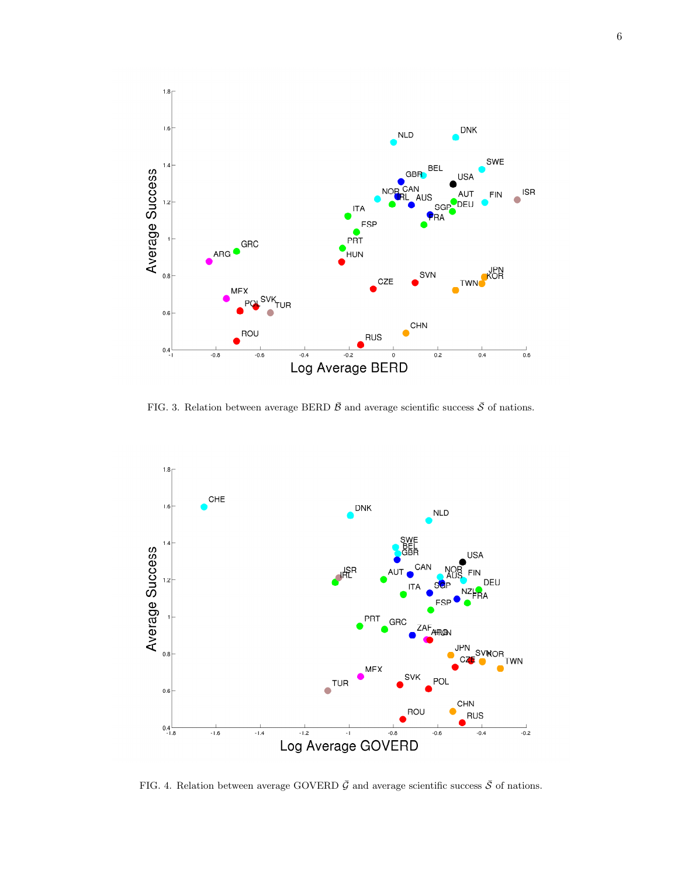FIG. 3. Relation between average BERD $\bar{\mathcal{B}}$ and average scientific success $\bar{\mathcal{S}}$ of nations.

FIG. 4. Relation between average GOVERD $\bar{\mathcal{G}}$ and average scientific success $\bar{\mathcal{S}}$ of nations.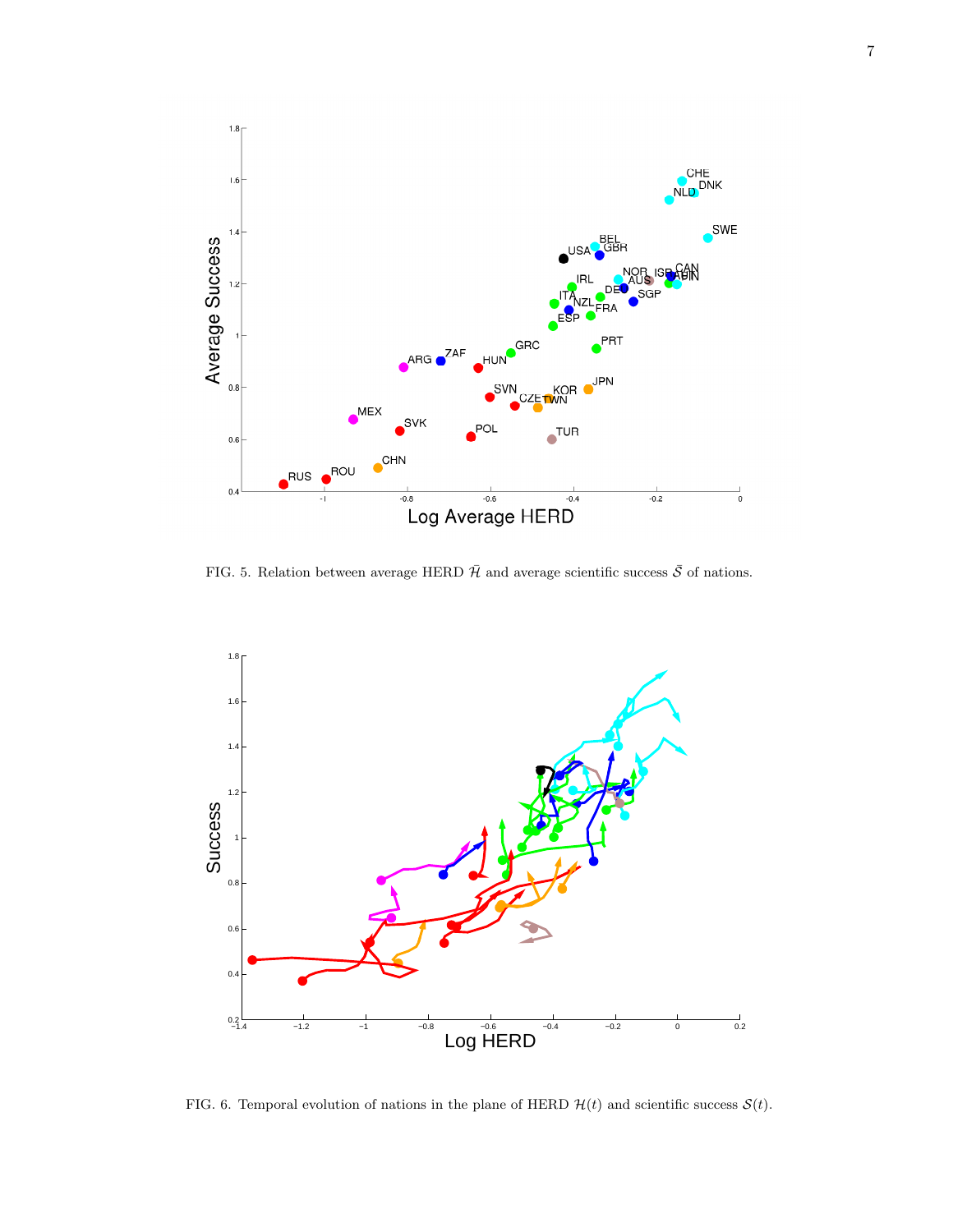FIG. 5. Relation between average HERD $\bar{\mathcal{H}}$ and average scientific success $\bar{\mathcal{S}}$ of nations.

FIG. 6. Temporal evolution of nations in the plane of HERD $\mathcal{H}(t)$ and scientific success $\mathcal{S}(t)$.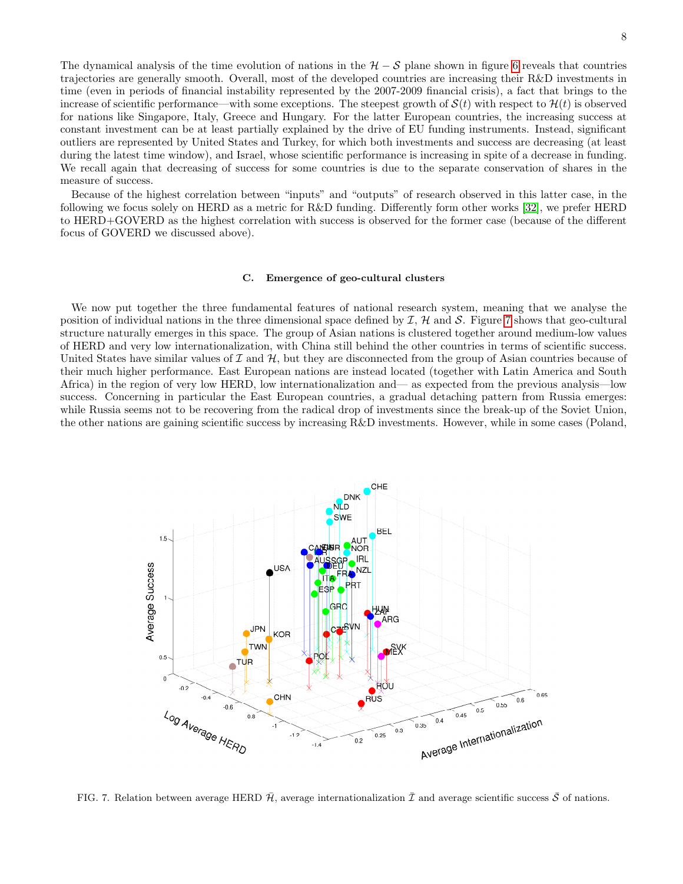The dynamical analysis of the time evolution of nations in the $\mathcal{H} - \mathcal{S}$ plane shown in figure 6 reveals that countries trajectories are generally smooth. Overall, most of the developed countries are increasing their R&D investments in time (even in periods of financial instability represented by the 2007-2009 financial crisis), a fact that brings to the increase of scientific performance—with some exceptions. The steepest growth of $\mathcal{S}(t)$ with respect to $\mathcal{H}(t)$ is observed for nations like Singapore, Italy, Greece and Hungary. For the latter European countries, the increasing success at constant investment can be at least partially explained by the drive of EU funding instruments. Instead, significant outliers are represented by United States and Turkey, for which both investments and success are decreasing (at least during the latest time window), and Israel, whose scientific performance is increasing in spite of a decrease in funding. We recall again that decreasing of success for some countries is due to the separate conservation of shares in the measure of success.

Because of the highest correlation between "inputs" and "outputs" of research observed in this latter case, in the following we focus solely on HERD as a metric for R&D funding. Differently form other works [32], we prefer HERD to HERD+GOVERD as the highest correlation with success is observed for the former case (because of the different focus of GOVERD we discussed above).

### C. Emergence of geo-cultural clusters

We now put together the three fundamental features of national research system, meaning that we analyse the position of individual nations in the three dimensional space defined by $\mathcal{I}$, $\mathcal{H}$ and $\mathcal{S}$. Figure 7 shows that geo-cultural structure naturally emerges in this space. The group of Asian nations is clustered together around medium-low values of HERD and very low internationalization, with China still behind the other countries in terms of scientific success. United States have similar values of $\mathcal{I}$ and $\mathcal{H}$, but they are disconnected from the group of Asian countries because of their much higher performance. East European nations are instead located (together with Latin America and South Africa) in the region of very low HERD, low internationalization and— as expected from the previous analysis—low success. Concerning in particular the East European countries, a gradual detaching pattern from Russia emerges: while Russia seems not to be recovering from the radical drop of investments since the break-up of the Soviet Union, the other nations are gaining scientific success by increasing R&D investments. However, while in some cases (Poland,

FIG. 7. Relation between average HERD $\bar{\mathcal{H}}$, average internationalization $\bar{\mathcal{I}}$ and average scientific success $\bar{\mathcal{S}}$ of nations.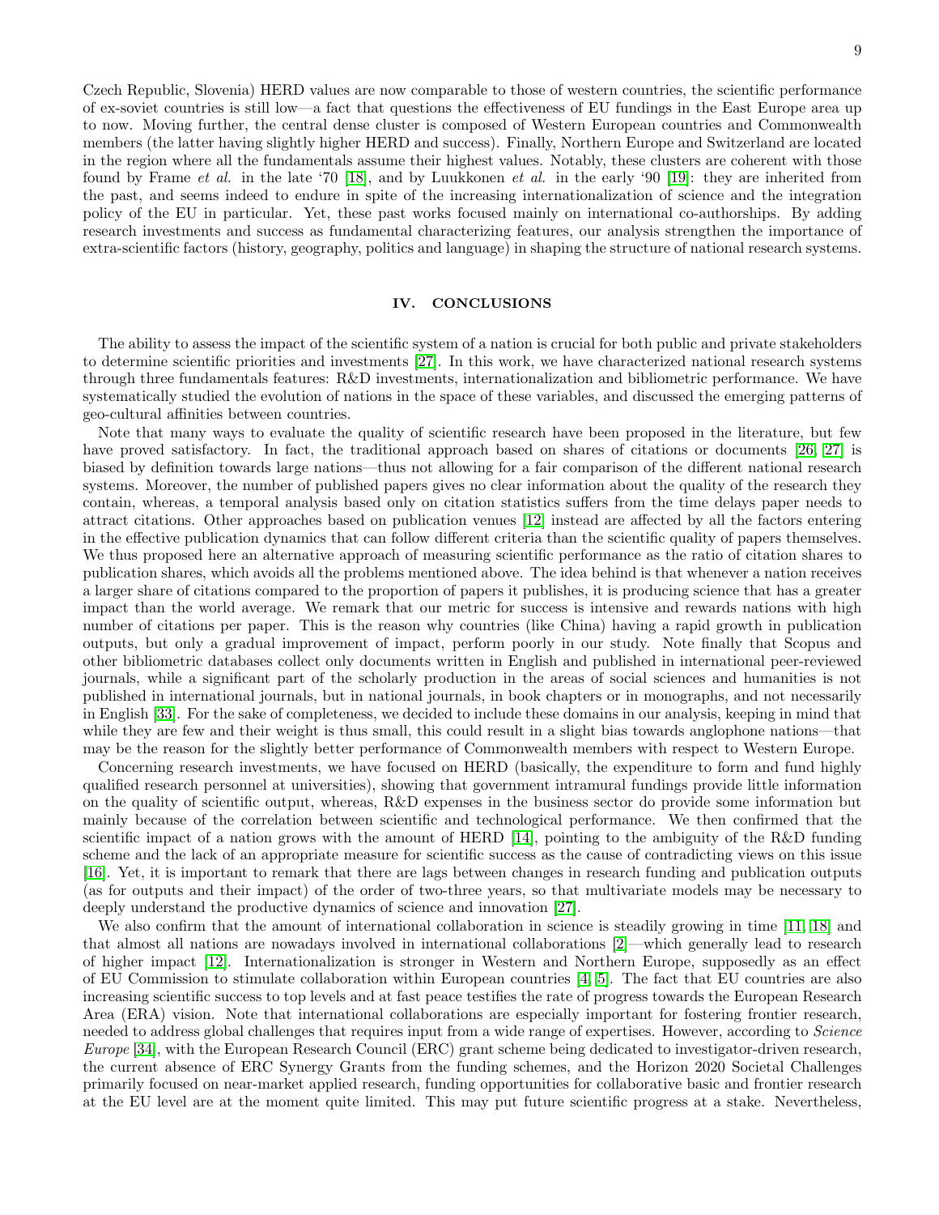Czech Republic, Slovenia) HERD values are now comparable to those of western countries, the scientific performance of ex-soviet countries is still low—a fact that questions the effectiveness of EU fundings in the East Europe area up to now. Moving further, the central dense cluster is composed of Western European countries and Commonwealth members (the latter having slightly higher HERD and success). Finally, Northern Europe and Switzerland are located in the region where all the fundamentals assume their highest values. Notably, these clusters are coherent with those found by Frame *et al.* in the late '70 [18], and by Luukkonen *et al.* in the early '90 [19]: they are inherited from the past, and seems indeed to endure in spite of the increasing internationalization of science and the integration policy of the EU in particular. Yet, these past works focused mainly on international co-authorships. By adding research investments and success as fundamental characterizing features, our analysis strengthen the importance of extra-scientific factors (history, geography, politics and language) in shaping the structure of national research systems.

## IV. CONCLUSIONS

The ability to assess the impact of the scientific system of a nation is crucial for both public and private stakeholders to determine scientific priorities and investments [27]. In this work, we have characterized national research systems through three fundamentals features: R&D investments, internationalization and bibliometric performance. We have systematically studied the evolution of nations in the space of these variables, and discussed the emerging patterns of geo-cultural affinities between countries.

Note that many ways to evaluate the quality of scientific research have been proposed in the literature, but few have proved satisfactory. In fact, the traditional approach based on shares of citations or documents [26, 27] is biased by definition towards large nations—thus not allowing for a fair comparison of the different national research systems. Moreover, the number of published papers gives no clear information about the quality of the research they contain, whereas, a temporal analysis based only on citation statistics suffers from the time delays paper needs to attract citations. Other approaches based on publication venues [12] instead are affected by all the factors entering in the effective publication dynamics that can follow different criteria than the scientific quality of papers themselves. We thus proposed here an alternative approach of measuring scientific performance as the ratio of citation shares to publication shares, which avoids all the problems mentioned above. The idea behind is that whenever a nation receives a larger share of citations compared to the proportion of papers it publishes, it is producing science that has a greater impact than the world average. We remark that our metric for success is intensive and rewards nations with high number of citations per paper. This is the reason why countries (like China) having a rapid growth in publication outputs, but only a gradual improvement of impact, perform poorly in our study. Note finally that Scopus and other bibliometric databases collect only documents written in English and published in international peer-reviewed journals, while a significant part of the scholarly production in the areas of social sciences and humanities is not published in international journals, but in national journals, in book chapters or in monographs, and not necessarily in English [33]. For the sake of completeness, we decided to include these domains in our analysis, keeping in mind that while they are few and their weight is thus small, this could result in a slight bias towards anglophone nations—that may be the reason for the slightly better performance of Commonwealth members with respect to Western Europe.

Concerning research investments, we have focused on HERD (basically, the expenditure to form and fund highly qualified research personnel at universities), showing that government intramural fundings provide little information on the quality of scientific output, whereas, R&D expenses in the business sector do provide some information but mainly because of the correlation between scientific and technological performance. We then confirmed that the scientific impact of a nation grows with the amount of HERD [14], pointing to the ambiguity of the R&D funding scheme and the lack of an appropriate measure for scientific success as the cause of contradicting views on this issue [16]. Yet, it is important to remark that there are lags between changes in research funding and publication outputs (as for outputs and their impact) of the order of two-three years, so that multivariate models may be necessary to deeply understand the productive dynamics of science and innovation [27].

We also confirm that the amount of international collaboration in science is steadily growing in time [11, 18] and that almost all nations are nowadays involved in international collaborations [2]—which generally lead to research of higher impact [12]. Internationalization is stronger in Western and Northern Europe, supposedly as an effect of EU Commission to stimulate collaboration within European countries [4, 5]. The fact that EU countries are also increasing scientific success to top levels and at fast peace testifies the rate of progress towards the European Research Area (ERA) vision. Note that international collaborations are especially important for fostering frontier research, needed to address global challenges that requires input from a wide range of expertises. However, according to *Science Europe* [34], with the European Research Council (ERC) grant scheme being dedicated to investigator-driven research, the current absence of ERC Synergy Grants from the funding schemes, and the Horizon 2020 Societal Challenges primarily focused on near-market applied research, funding opportunities for collaborative basic and frontier research at the EU level are at the moment quite limited. This may put future scientific progress at a stake. Nevertheless,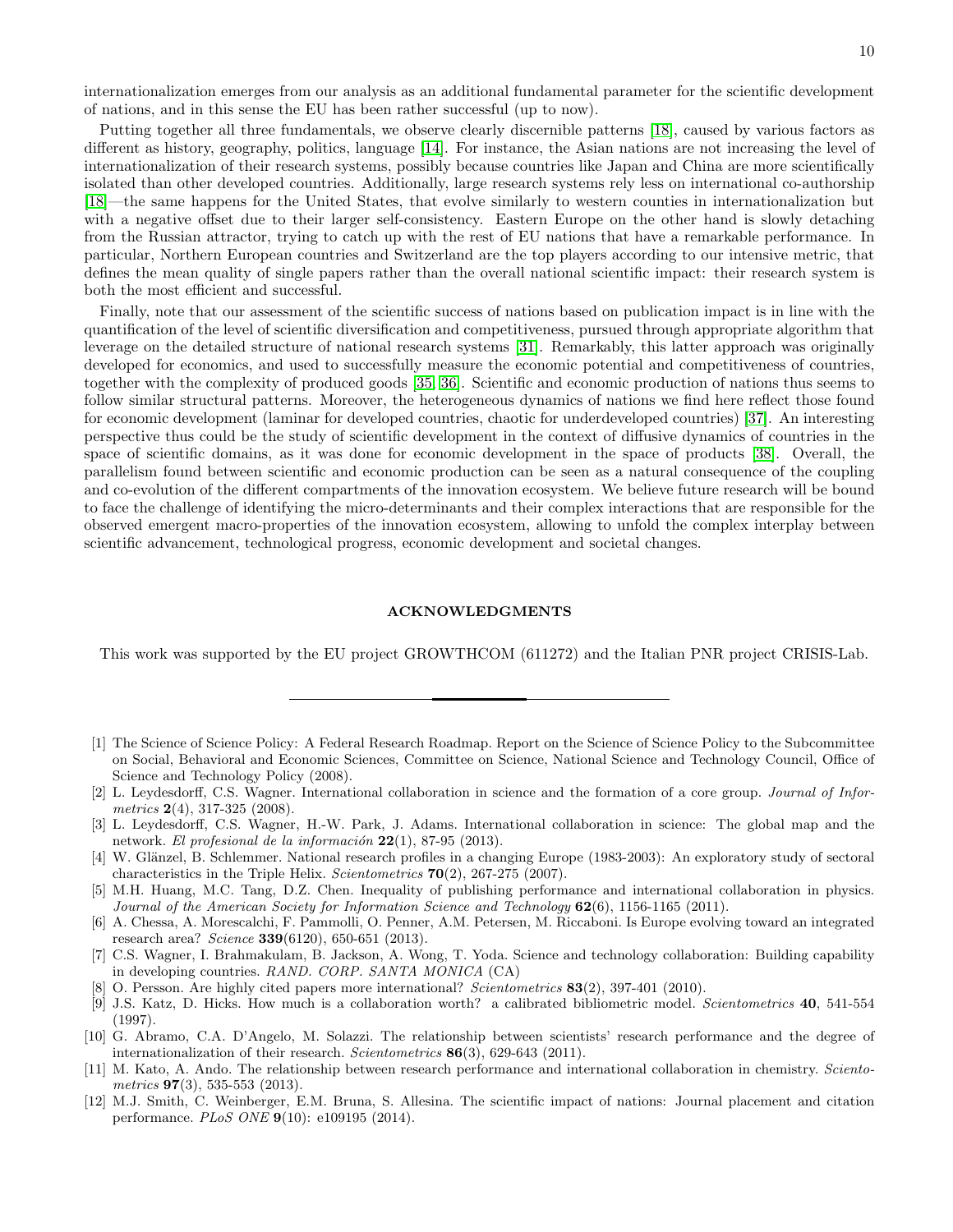internationalization emerges from our analysis as an additional fundamental parameter for the scientific development of nations, and in this sense the EU has been rather successful (up to now).

Putting together all three fundamentals, we observe clearly discernible patterns [18], caused by various factors as different as history, geography, politics, language [14]. For instance, the Asian nations are not increasing the level of internationalization of their research systems, possibly because countries like Japan and China are more scientifically isolated than other developed countries. Additionally, large research systems rely less on international co-authorship [18]—the same happens for the United States, that evolve similarly to western counties in internationalization but with a negative offset due to their larger self-consistency. Eastern Europe on the other hand is slowly detaching from the Russian attractor, trying to catch up with the rest of EU nations that have a remarkable performance. In particular, Northern European countries and Switzerland are the top players according to our intensive metric, that defines the mean quality of single papers rather than the overall national scientific impact: their research system is both the most efficient and successful.

Finally, note that our assessment of the scientific success of nations based on publication impact is in line with the quantification of the level of scientific diversification and competitiveness, pursued through appropriate algorithm that leverage on the detailed structure of national research systems [31]. Remarkably, this latter approach was originally developed for economics, and used to successfully measure the economic potential and competitiveness of countries, together with the complexity of produced goods [35, 36]. Scientific and economic production of nations thus seems to follow similar structural patterns. Moreover, the heterogeneous dynamics of nations we find here reflect those found for economic development (laminar for developed countries, chaotic for underdeveloped countries) [37]. An interesting perspective thus could be the study of scientific development in the context of diffusive dynamics of countries in the space of scientific domains, as it was done for economic development in the space of products [38]. Overall, the parallelism found between scientific and economic production can be seen as a natural consequence of the coupling and co-evolution of the different compartments of the innovation ecosystem. We believe future research will be bound to face the challenge of identifying the micro-determinants and their complex interactions that are responsible for the observed emergent macro-properties of the innovation ecosystem, allowing to unfold the complex interplay between scientific advancement, technological progress, economic development and societal changes.

## ACKNOWLEDGMENTS

This work was supported by the EU project GROWTHCOM (611272) and the Italian PNR project CRISIS-Lab.

---

[1] The Science of Science Policy: A Federal Research Roadmap. Report on the Science of Science Policy to the Subcommittee on Social, Behavioral and Economic Sciences, Committee on Science, National Science and Technology Council, Office of Science and Technology Policy (2008).

[2] L. Leydesdorff, C.S. Wagner. International collaboration in science and the formation of a core group. *Journal of Informetrics* **2**(4), 317-325 (2008).

[3] L. Leydesdorff, C.S. Wagner, H.-W. Park, J. Adams. International collaboration in science: The global map and the network. *El profesional de la información* **22**(1), 87-95 (2013).

[4] W. Glänzel, B. Schlemmer. National research profiles in a changing Europe (1983-2003): An exploratory study of sectoral characteristics in the Triple Helix. *Scientometrics* **70**(2), 267-275 (2007).

[5] M.H. Huang, M.C. Tang, D.Z. Chen. Inequality of publishing performance and international collaboration in physics. *Journal of the American Society for Information Science and Technology* **62**(6), 1156-1165 (2011).

[6] A. Chessa, A. Morescalchi, F. Pammolli, O. Penner, A.M. Petersen, M. Riccaboni. Is Europe evolving toward an integrated research area? *Science* **339**(6120), 650-651 (2013).

[7] C.S. Wagner, I. Brahmakulam, B. Jackson, A. Wong, T. Yoda. Science and technology collaboration: Building capability in developing countries. *RAND. CORP. SANTA MONICA* (CA)

[8] O. Persson. Are highly cited papers more international? *Scientometrics* **83**(2), 397-401 (2010).

[9] J.S. Katz, D. Hicks. How much is a collaboration worth? a calibrated bibliometric model. *Scientometrics* **40**, 541-554 (1997).

[10] G. Abramo, C.A. D'Angelo, M. Solazzi. The relationship between scientists' research performance and the degree of internationalization of their research. *Scientometrics* **86**(3), 629-643 (2011).

[11] M. Kato, A. Ando. The relationship between research performance and international collaboration in chemistry. *Scientometrics* **97**(3), 535-553 (2013).

[12] M.J. Smith, C. Weinberger, E.M. Bruna, S. Allesina. The scientific impact of nations: Journal placement and citation performance. *PLoS ONE* **9**(10): e109195 (2014).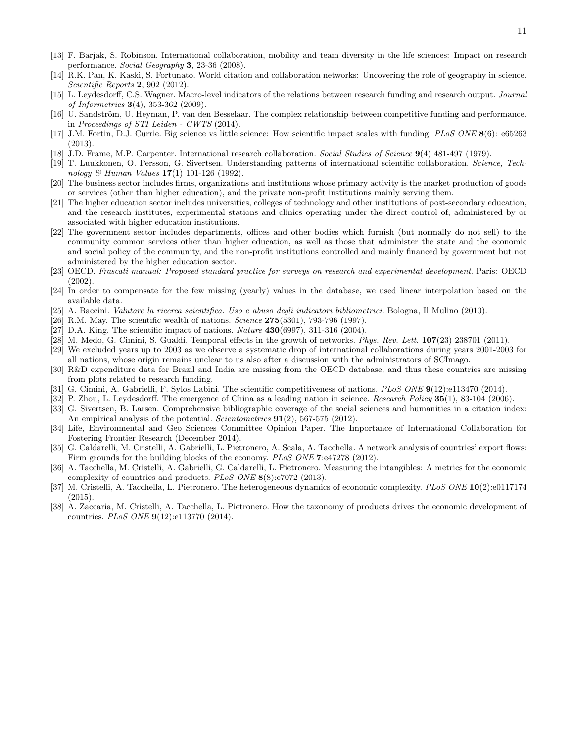[13] F. Barjak, S. Robinson. International collaboration, mobility and team diversity in the life sciences: Impact on research performance. *Social Geography* **3**, 23-36 (2008).

[14] R.K. Pan, K. Kaski, S. Fortunato. World citation and collaboration networks: Uncovering the role of geography in science. *Scientific Reports* **2**, 902 (2012).

[15] L. Leydesdorff, C.S. Wagner. Macro-level indicators of the relations between research funding and research output. *Journal of Informetrics* **3**(4), 353-362 (2009).

[16] U. Sandström, U. Heyman, P. van den Besselaar. The complex relationship between competitive funding and performance. in *Proceedings of STI Leiden - CWTS* (2014).

[17] J.M. Fortin, D.J. Currie. Big science vs little science: How scientific impact scales with funding. *PLoS ONE* **8**(6): e65263 (2013).

[18] J.D. Frame, M.P. Carpenter. International research collaboration. *Social Studies of Science* **9**(4) 481-497 (1979).

[19] T. Luukkonen, O. Persson, G. Sivertsen. Understanding patterns of international scientific collaboration. *Science, Technology & Human Values* **17**(1) 101-126 (1992).

[20] The business sector includes firms, organizations and institutions whose primary activity is the market production of goods or services (other than higher education), and the private non-profit institutions mainly serving them.

[21] The higher education sector includes universities, colleges of technology and other institutions of post-secondary education, and the research institutes, experimental stations and clinics operating under the direct control of, administered by or associated with higher education institutions.

[22] The government sector includes departments, offices and other bodies which furnish (but normally do not sell) to the community common services other than higher education, as well as those that administer the state and the economic and social policy of the community, and the non-profit institutions controlled and mainly financed by government but not administered by the higher education sector.

[23] OECD. *Frascati manual: Proposed standard practice for surveys on research and experimental development*. Paris: OECD (2002).

[24] In order to compensate for the few missing (yearly) values in the database, we used linear interpolation based on the available data.

[25] A. Baccini. *Valutare la ricerca scientifica. Uso e abuso degli indicatori bibliometrici.* Bologna, Il Mulino (2010).

[26] R.M. May. The scientific wealth of nations. *Science* **275**(5301), 793-796 (1997).

[27] D.A. King. The scientific impact of nations. *Nature* **430**(6997), 311-316 (2004).

[28] M. Medo, G. Cimini, S. Gualdi. Temporal effects in the growth of networks. *Phys. Rev. Lett.* **107**(23) 238701 (2011).

[29] We excluded years up to 2003 as we observe a systematic drop of international collaborations during years 2001-2003 for all nations, whose origin remains unclear to us also after a discussion with the administrators of SCImago.

[30] R&D expenditure data for Brazil and India are missing from the OECD database, and thus these countries are missing from plots related to research funding.

[31] G. Cimini, A. Gabrielli, F. Sylos Labini. The scientific competitiveness of nations. *PLoS ONE* **9**(12):e113470 (2014).

[32] P. Zhou, L. Leydesdorff. The emergence of China as a leading nation in science. *Research Policy* **35**(1), 83-104 (2006).

[33] G. Sivertsen, B. Larsen. Comprehensive bibliographic coverage of the social sciences and humanities in a citation index: An empirical analysis of the potential. *Scientometrics* **91**(2), 567-575 (2012).

[34] Life, Environmental and Geo Sciences Committee Opinion Paper. The Importance of International Collaboration for Fostering Frontier Research (December 2014).

[35] G. Caldarelli, M. Cristelli, A. Gabrielli, L. Pietronero, A. Scala, A. Tacchella. A network analysis of countries' export flows: Firm grounds for the building blocks of the economy. *PLoS ONE* **7**:e47278 (2012).

[36] A. Tacchella, M. Cristelli, A. Gabrielli, G. Caldarelli, L. Pietronero. Measuring the intangibles: A metrics for the economic complexity of countries and products. *PLoS ONE* **8**(8):e7072 (2013).

[37] M. Cristelli, A. Tacchella, L. Pietronero. The heterogeneous dynamics of economic complexity. *PLoS ONE* **10**(2):e0117174 (2015).

[38] A. Zaccaria, M. Cristelli, A. Tacchella, L. Pietronero. How the taxonomy of products drives the economic development of countries. *PLoS ONE* **9**(12):e113770 (2014).